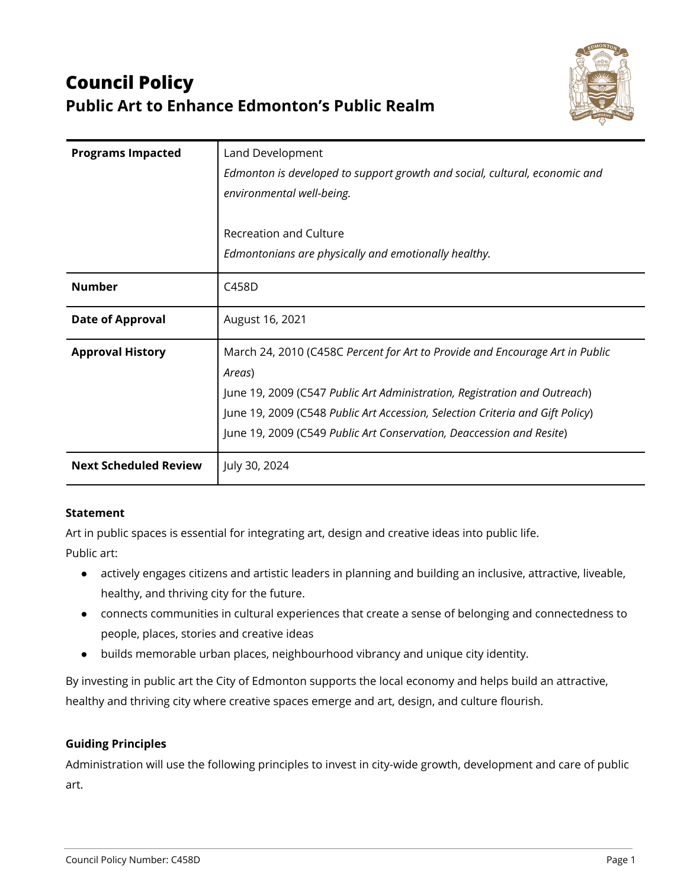# Council Policy
## Public Art to Enhance Edmonton's Public Realm

| | |
|---|---|
| **Programs Impacted** | Land Development<br>*Edmonton is developed to support growth and social, cultural, economic and environmental well-being.*<br><br>Recreation and Culture<br>*Edmontonians are physically and emotionally healthy.* |
| **Number** | C458D |
| **Date of Approval** | August 16, 2021 |
| **Approval History** | March 24, 2010 (C458C *Percent for Art to Provide and Encourage Art in Public Areas*)<br>June 19, 2009 (C547 *Public Art Administration, Registration and Outreach*)<br>June 19, 2009 (C548 *Public Art Accession, Selection Criteria and Gift Policy*)<br>June 19, 2009 (C549 *Public Art Conservation, Deaccession and Resite*) |
| **Next Scheduled Review** | July 30, 2024 |

**Statement**

Art in public spaces is essential for integrating art, design and creative ideas into public life.
Public art:

- actively engages citizens and artistic leaders in planning and building an inclusive, attractive, liveable, healthy, and thriving city for the future.
- connects communities in cultural experiences that create a sense of belonging and connectedness to people, places, stories and creative ideas
- builds memorable urban places, neighbourhood vibrancy and unique city identity.

By investing in public art the City of Edmonton supports the local economy and helps build an attractive, healthy and thriving city where creative spaces emerge and art, design, and culture flourish.

**Guiding Principles**

Administration will use the following principles to invest in city-wide growth, development and care of public art.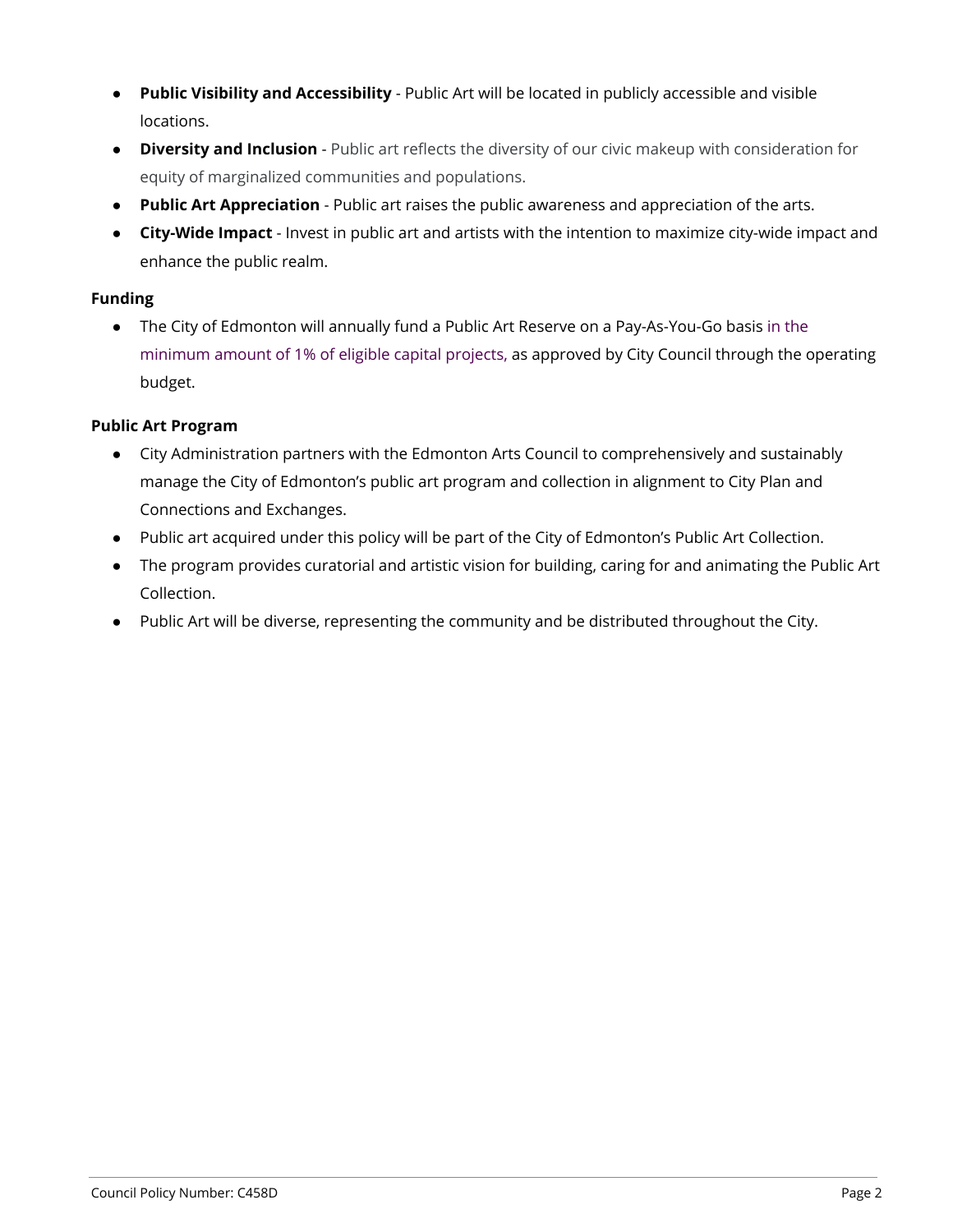- **Public Visibility and Accessibility** - Public Art will be located in publicly accessible and visible locations.
- **Diversity and Inclusion** - Public art reflects the diversity of our civic makeup with consideration for equity of marginalized communities and populations.
- **Public Art Appreciation** - Public art raises the public awareness and appreciation of the arts.
- **City-Wide Impact** - Invest in public art and artists with the intention to maximize city-wide impact and enhance the public realm.

**Funding**

- The City of Edmonton will annually fund a Public Art Reserve on a Pay-As-You-Go basis in the minimum amount of 1% of eligible capital projects, as approved by City Council through the operating budget.

**Public Art Program**

- City Administration partners with the Edmonton Arts Council to comprehensively and sustainably manage the City of Edmonton's public art program and collection in alignment to City Plan and Connections and Exchanges.
- Public art acquired under this policy will be part of the City of Edmonton's Public Art Collection.
- The program provides curatorial and artistic vision for building, caring for and animating the Public Art Collection.
- Public Art will be diverse, representing the community and be distributed throughout the City.